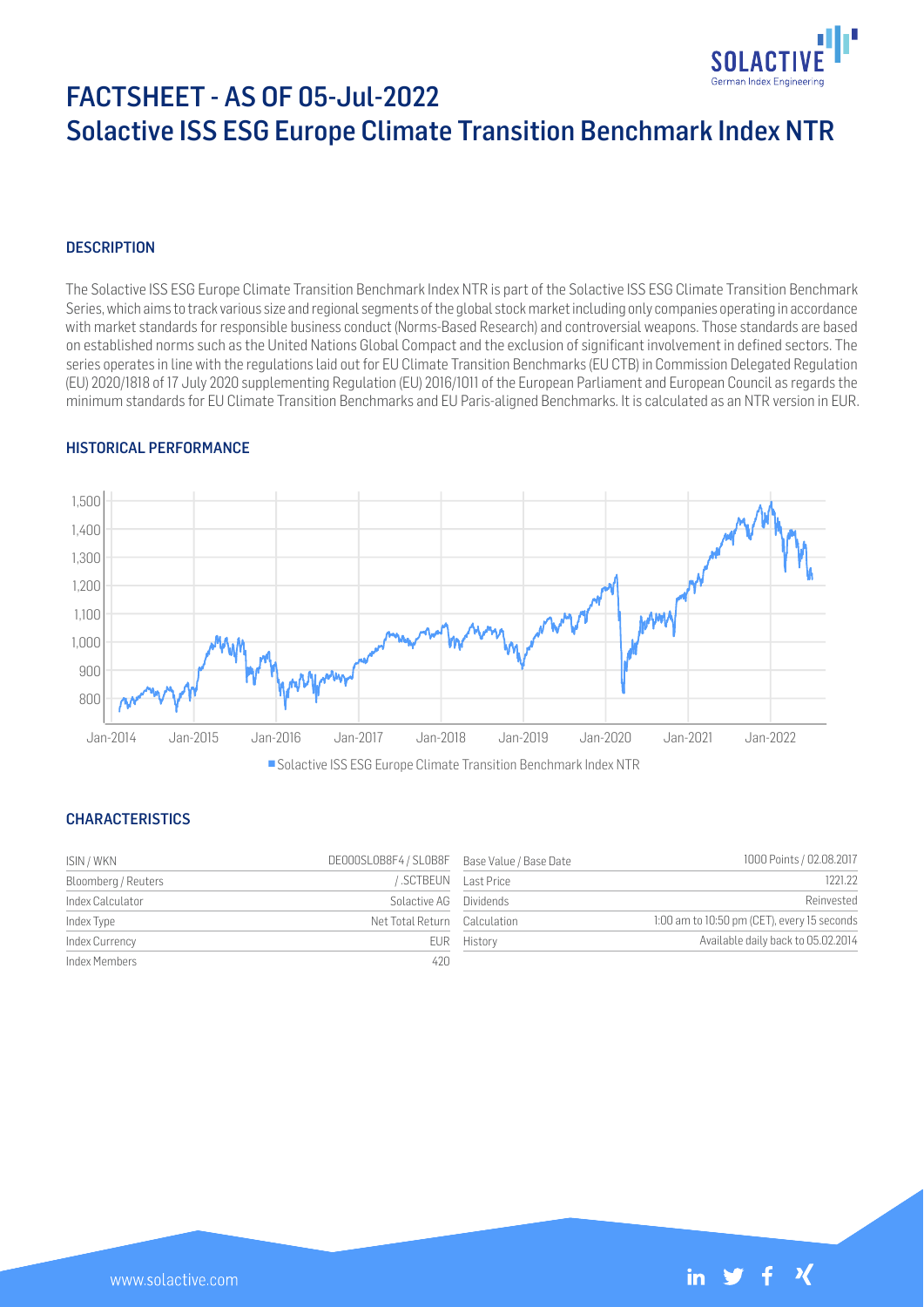# FACTSHEET - AS OF 05-Jul-2022
# Solactive ISS ESG Europe Climate Transition Benchmark Index NTR

## DESCRIPTION

The Solactive ISS ESG Europe Climate Transition Benchmark Index NTR is part of the Solactive ISS ESG Climate Transition Benchmark Series, which aims to track various size and regional segments of the global stock market including only companies operating in accordance with market standards for responsible business conduct (Norms-Based Research) and controversial weapons. Those standards are based on established norms such as the United Nations Global Compact and the exclusion of significant involvement in defined sectors. The series operates in line with the regulations laid out for EU Climate Transition Benchmarks (EU CTB) in Commission Delegated Regulation (EU) 2020/1818 of 17 July 2020 supplementing Regulation (EU) 2016/1011 of the European Parliament and European Council as regards the minimum standards for EU Climate Transition Benchmarks and EU Paris-aligned Benchmarks. It is calculated as an NTR version in EUR.

## HISTORICAL PERFORMANCE

Solactive ISS ESG Europe Climate Transition Benchmark Index NTR

## CHARACTERISTICS

| | | | |
|---|---|---|---|
| ISIN / WKN | DE000SL0B8F4 / SL0B8F | Base Value / Base Date | 1000 Points / 02.08.2017 |
| Bloomberg / Reuters | / .SCTBEUN | Last Price | 1221.22 |
| Index Calculator | Solactive AG | Dividends | Reinvested |
| Index Type | Net Total Return | Calculation | 1:00 am to 10:50 pm (CET), every 15 seconds |
| Index Currency | EUR | History | Available daily back to 05.02.2014 |
| Index Members | 420 | | |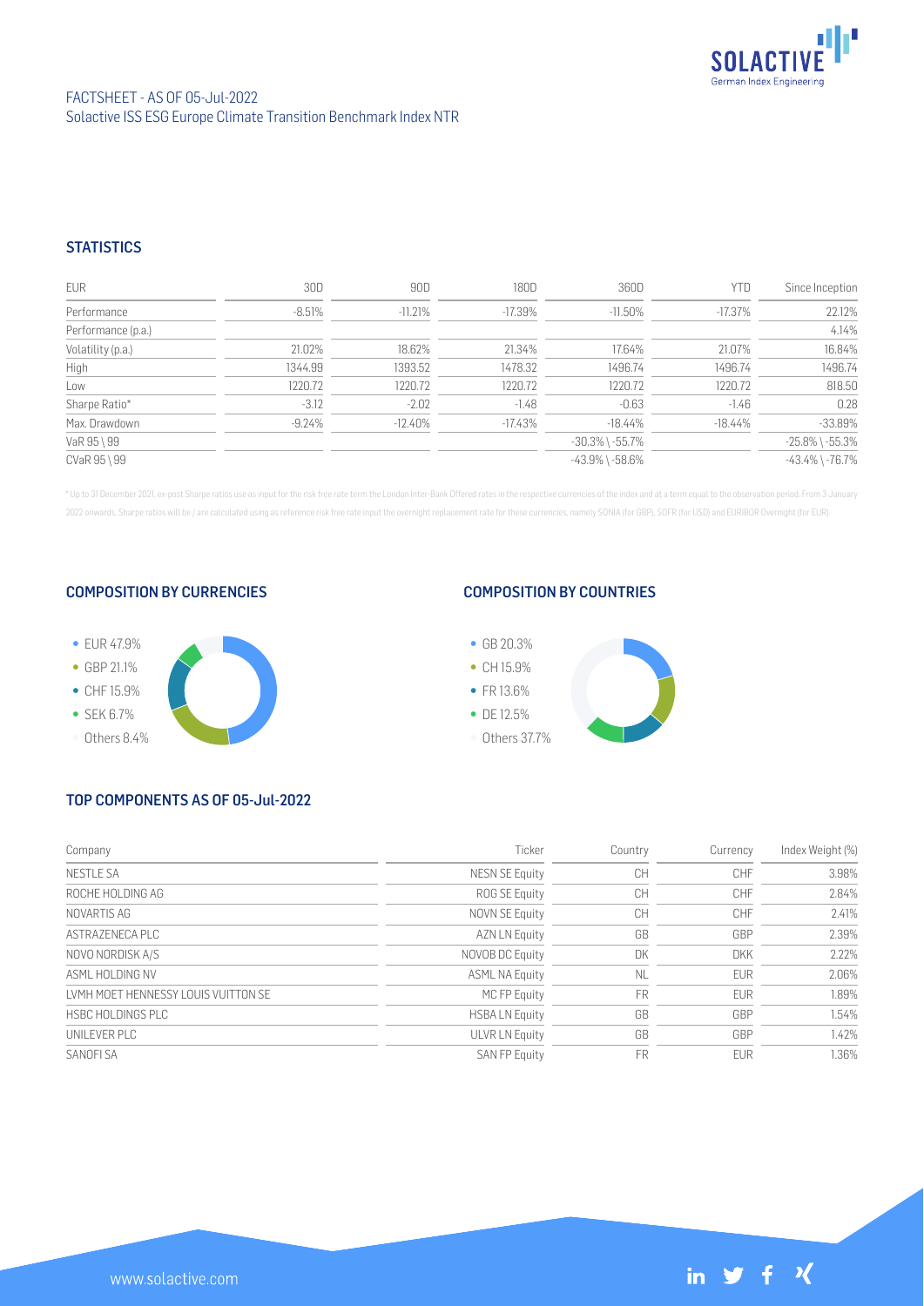FACTSHEET - AS OF 05-Jul-2022
Solactive ISS ESG Europe Climate Transition Benchmark Index NTR

## STATISTICS

| EUR | 30D | 90D | 180D | 360D | YTD | Since Inception |
|---|---|---|---|---|---|---|
| Performance | -8.51% | -11.21% | -17.39% | -11.50% | -17.37% | 22.12% |
| Performance (p.a.) | | | | | | 4.14% |
| Volatility (p.a.) | 21.02% | 18.62% | 21.34% | 17.64% | 21.07% | 16.84% |
| High | 1344.99 | 1393.52 | 1478.32 | 1496.74 | 1496.74 | 1496.74 |
| Low | 1220.72 | 1220.72 | 1220.72 | 1220.72 | 1220.72 | 818.50 |
| Sharpe Ratio* | -3.12 | -2.02 | -1.48 | -0.63 | -1.46 | 0.28 |
| Max. Drawdown | -9.24% | -12.40% | -17.43% | -18.44% | -18.44% | -33.89% |
| VaR 95 \ 99 | | | | -30.3% \ -55.7% | | -25.8% \ -55.3% |
| CVaR 95 \ 99 | | | | -43.9% \ -58.6% | | -43.4% \ -76.7% |

* Up to 31 December 2021, ex-post Sharpe ratios use as input for the risk free rate term the London Inter-Bank Offered rates in the respective currencies of the index and at a term equal to the observation period. From 3 January 2022 onwards, Sharpe ratios will be / are calculated using as reference risk free rate input the overnight replacement rate for these currencies, namely SONIA (for GBP), SOFR (for USD) and EURIBOR Overnight (for EUR).

## COMPOSITION BY CURRENCIES

- EUR 47.9%
- GBP 21.1%
- CHF 15.9%
- SEK 6.7%
- Others 8.4%

## COMPOSITION BY COUNTRIES

- GB 20.3%
- CH 15.9%
- FR 13.6%
- DE 12.5%
- Others 37.7%

## TOP COMPONENTS AS OF 05-Jul-2022

| Company | Ticker | Country | Currency | Index Weight (%) |
|---|---|---|---|---|
| NESTLE SA | NESN SE Equity | CH | CHF | 3.98% |
| ROCHE HOLDING AG | ROG SE Equity | CH | CHF | 2.84% |
| NOVARTIS AG | NOVN SE Equity | CH | CHF | 2.41% |
| ASTRAZENECA PLC | AZN LN Equity | GB | GBP | 2.39% |
| NOVO NORDISK A/S | NOVOB DC Equity | DK | DKK | 2.22% |
| ASML HOLDING NV | ASML NA Equity | NL | EUR | 2.06% |
| LVMH MOET HENNESSY LOUIS VUITTON SE | MC FP Equity | FR | EUR | 1.89% |
| HSBC HOLDINGS PLC | HSBA LN Equity | GB | GBP | 1.54% |
| UNILEVER PLC | ULVR LN Equity | GB | GBP | 1.42% |
| SANOFI SA | SAN FP Equity | FR | EUR | 1.36% |

www.solactive.com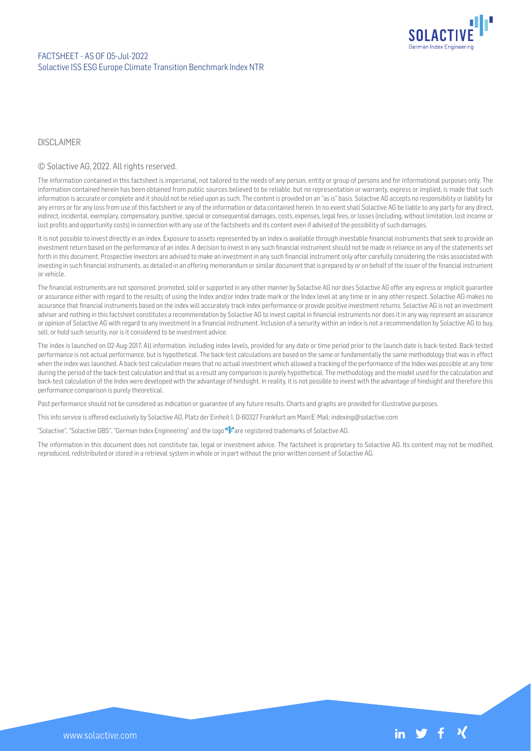## DISCLAIMER

© Solactive AG, 2022. All rights reserved.

The information contained in this factsheet is impersonal, not tailored to the needs of any person, entity or group of persons and for informational purposes only. The information contained herein has been obtained from public sources believed to be reliable, but no representation or warranty, express or implied, is made that such information is accurate or complete and it should not be relied upon as such. The content is provided on an "as is" basis. Solactive AG accepts no responsibility or liability for any errors or for any loss from use of this factsheet or any of the information or data contained herein. In no event shall Solactive AG be liable to any party for any direct, indirect, incidental, exemplary, compensatory, punitive, special or consequential damages, costs, expenses, legal fees, or losses (including, without limitation, lost income or lost profits and opportunity costs) in connection with any use of the factsheets and its content even if advised of the possibility of such damages.

It is not possible to invest directly in an index. Exposure to assets represented by an index is available through investable financial instruments that seek to provide an investment return based on the performance of an index. A decision to invest in any such financial instrument should not be made in reliance on any of the statements set forth in this document. Prospective investors are advised to make an investment in any such financial instrument only after carefully considering the risks associated with investing in such financial instruments, as detailed in an offering memorandum or similar document that is prepared by or on behalf of the issuer of the financial instrument or vehicle.

The financial instruments are not sponsored, promoted, sold or supported in any other manner by Solactive AG nor does Solactive AG offer any express or implicit guarantee or assurance either with regard to the results of using the Index and/or Index trade mark or the Index level at any time or in any other respect. Solactive AG makes no assurance that financial instruments based on the index will accurately track index performance or provide positive investment returns. Solactive AG is not an investment adviser and nothing in this factsheet constitutes a recommendation by Solactive AG to invest capital in financial instruments nor does it in any way represent an assurance or opinion of Solactive AG with regard to any investment in a financial instrument. Inclusion of a security within an index is not a recommendation by Solactive AG to buy, sell, or hold such security, nor is it considered to be investment advice.

The index is launched on 02-Aug-2017. All information, including index levels, provided for any date or time period prior to the launch date is back-tested. Back-tested performance is not actual performance, but is hypothetical. The back-test calculations are based on the same or fundamentally the same methodology that was in effect when the index was launched. A back-test calculation means that no actual investment which allowed a tracking of the performance of the Index was possible at any time during the period of the back-test calculation and that as a result any comparison is purely hypothetical. The methodology and the model used for the calculation and back-test calculation of the Index were developed with the advantage of hindsight. In reality, it is not possible to invest with the advantage of hindsight and therefore this performance comparison is purely theoretical.

Past performance should not be considered as indication or guarantee of any future results. Charts and graphs are provided for illustrative purposes.

This info service is offered exclusively by Solactive AG, Platz der Einheit 1, D-60327 Frankfurt am Main|E-Mail: indexing@solactive.com

"Solactive", "Solactive GBS", "German Index Engineering" and the logo are registered trademarks of Solactive AG.

The information in this document does not constitute tax, legal or investment advice. The factsheet is proprietary to Solactive AG. Its content may not be modified, reproduced, redistributed or stored in a retrieval system in whole or in part without the prior written consent of Solactive AG.